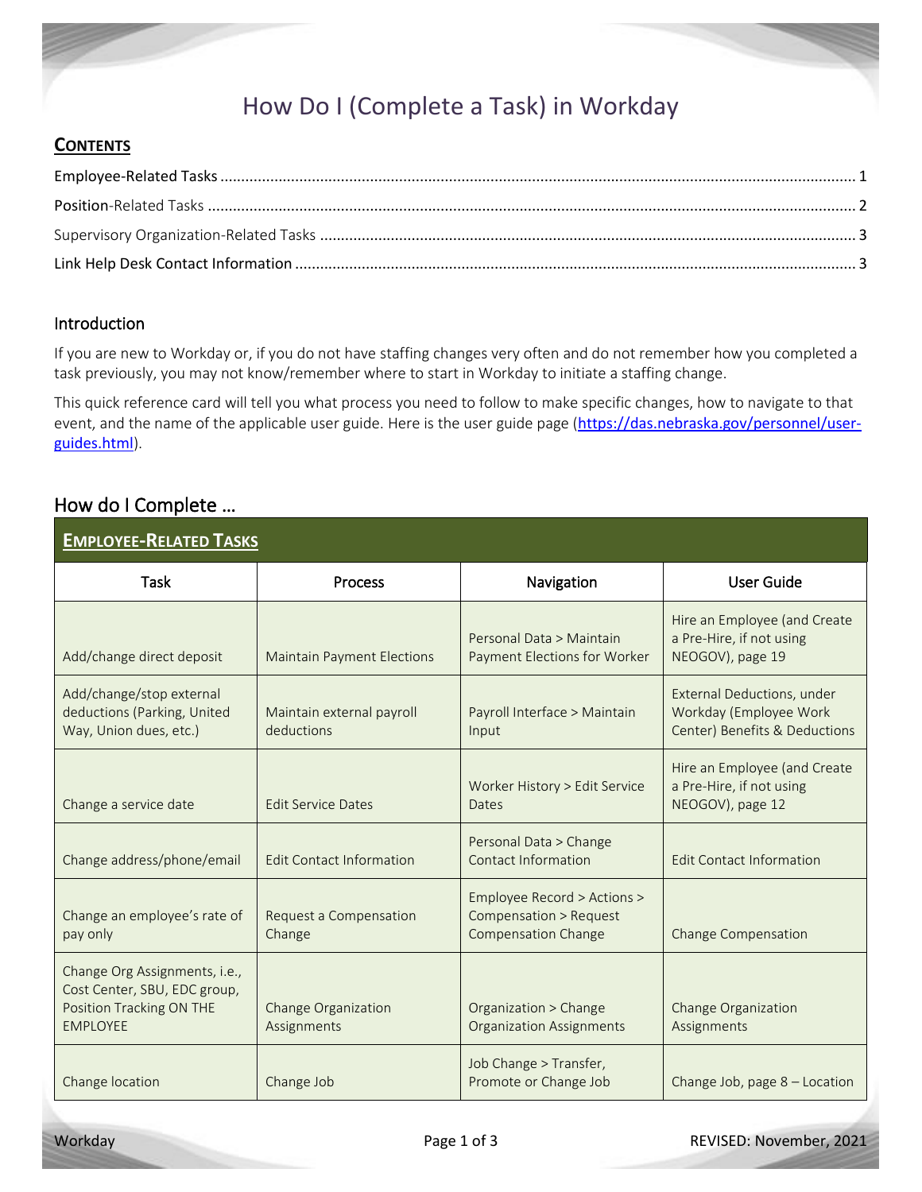# How Do I (Complete a Task) in Workday

## Contents

- Employee-Related Tasks ..... 1
- Position-Related Tasks ..... 2
- Supervisory Organization-Related Tasks ..... 3
- Link Help Desk Contact Information ..... 3

### Introduction

If you are new to Workday or, if you do not have staffing changes very often and do not remember how you completed a task previously, you may not know/remember where to start in Workday to initiate a staffing change.

This quick reference card will tell you what process you need to follow to make specific changes, how to navigate to that event, and the name of the applicable user guide. Here is the user guide page (https://das.nebraska.gov/personnel/user-guides.html).

## How do I Complete …

| **Employee-Related Tasks** | | | |
|---|---|---|---|
| Task | Process | Navigation | User Guide |
| Add/change direct deposit | Maintain Payment Elections | Personal Data > Maintain Payment Elections for Worker | Hire an Employee (and Create a Pre-Hire, if not using NEOGOV), page 19 |
| Add/change/stop external deductions (Parking, United Way, Union dues, etc.) | Maintain external payroll deductions | Payroll Interface > Maintain Input | External Deductions, under Workday (Employee Work Center) Benefits & Deductions |
| Change a service date | Edit Service Dates | Worker History > Edit Service Dates | Hire an Employee (and Create a Pre-Hire, if not using NEOGOV), page 12 |
| Change address/phone/email | Edit Contact Information | Personal Data > Change Contact Information | Edit Contact Information |
| Change an employee's rate of pay only | Request a Compensation Change | Employee Record > Actions > Compensation > Request Compensation Change | Change Compensation |
| Change Org Assignments, i.e., Cost Center, SBU, EDC group, Position Tracking ON THE EMPLOYEE | Change Organization Assignments | Organization > Change Organization Assignments | Change Organization Assignments |
| Change location | Change Job | Job Change > Transfer, Promote or Change Job | Change Job, page 8 – Location |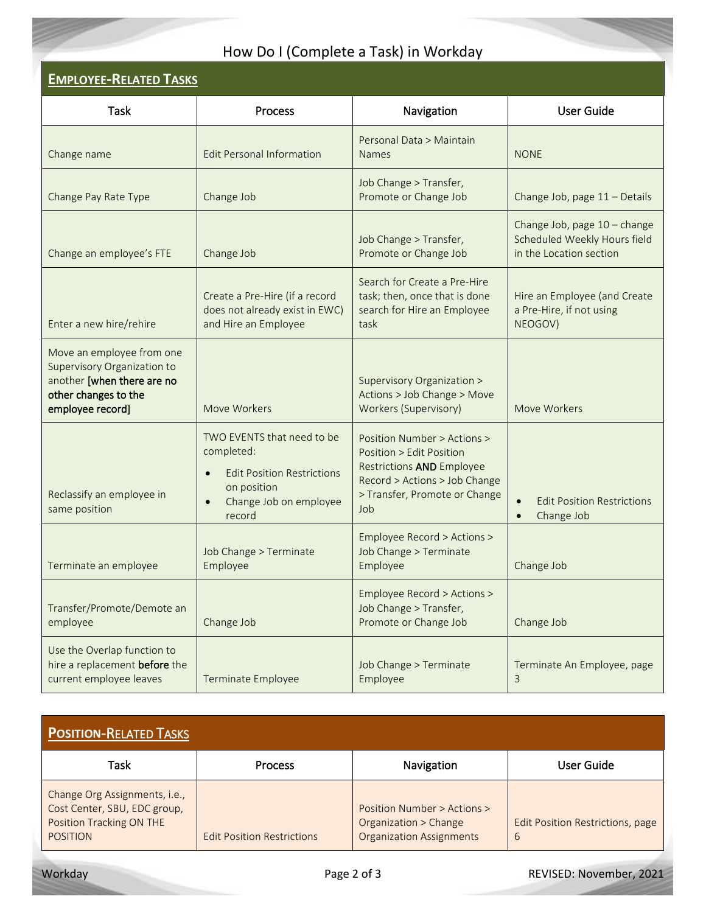# How Do I (Complete a Task) in Workday

## EMPLOYEE-RELATED TASKS

| Task | Process | Navigation | User Guide |
|---|---|---|---|
| Change name | Edit Personal Information | Personal Data > Maintain Names | NONE |
| Change Pay Rate Type | Change Job | Job Change > Transfer, Promote or Change Job | Change Job, page 11 – Details |
| Change an employee's FTE | Change Job | Job Change > Transfer, Promote or Change Job | Change Job, page 10 – change Scheduled Weekly Hours field in the Location section |
| Enter a new hire/rehire | Create a Pre-Hire (if a record does not already exist in EWC) and Hire an Employee | Search for Create a Pre-Hire task; then, once that is done search for Hire an Employee task | Hire an Employee (and Create a Pre-Hire, if not using NEOGOV) |
| Move an employee from one Supervisory Organization to another **[when there are no other changes to the employee record]** | Move Workers | Supervisory Organization > Actions > Job Change > Move Workers (Supervisory) | Move Workers |
| Reclassify an employee in same position | TWO EVENTS that need to be completed:<br>• Edit Position Restrictions on position<br>• Change Job on employee record | Position Number > Actions > Position > Edit Position Restrictions **AND** Employee Record > Actions > Job Change > Transfer, Promote or Change Job | • Edit Position Restrictions<br>• Change Job |
| Terminate an employee | Job Change > Terminate Employee | Employee Record > Actions > Job Change > Terminate Employee | Change Job |
| Transfer/Promote/Demote an employee | Change Job | Employee Record > Actions > Job Change > Transfer, Promote or Change Job | Change Job |
| Use the Overlap function to hire a replacement **before** the current employee leaves | Terminate Employee | Job Change > Terminate Employee | Terminate An Employee, page 3 |

## POSITION-RELATED TASKS

| Task | Process | Navigation | User Guide |
|---|---|---|---|
| Change Org Assignments, i.e., Cost Center, SBU, EDC group, Position Tracking ON THE POSITION | Edit Position Restrictions | Position Number > Actions > Organization > Change Organization Assignments | Edit Position Restrictions, page 6 |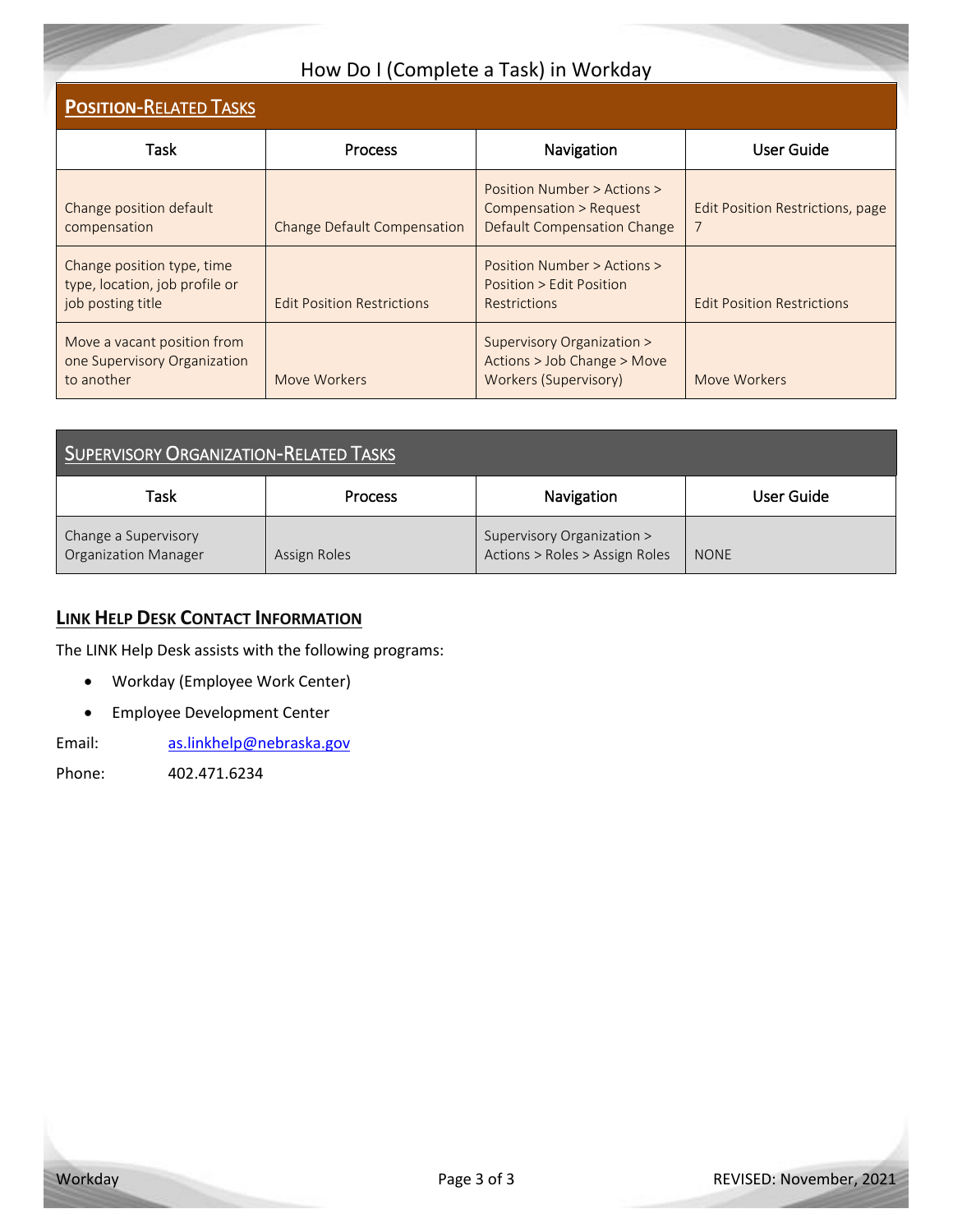## Position-Related Tasks

| Task | Process | Navigation | User Guide |
|---|---|---|---|
| Change position default compensation | Change Default Compensation | Position Number > Actions > Compensation > Request Default Compensation Change | Edit Position Restrictions, page 7 |
| Change position type, time type, location, job profile or job posting title | Edit Position Restrictions | Position Number > Actions > Position > Edit Position Restrictions | Edit Position Restrictions |
| Move a vacant position from one Supervisory Organization to another | Move Workers | Supervisory Organization > Actions > Job Change > Move Workers (Supervisory) | Move Workers |

## Supervisory Organization-Related Tasks

| Task | Process | Navigation | User Guide |
|---|---|---|---|
| Change a Supervisory Organization Manager | Assign Roles | Supervisory Organization > Actions > Roles > Assign Roles | NONE |

## LINK Help Desk Contact Information

The LINK Help Desk assists with the following programs:

- Workday (Employee Work Center)
- Employee Development Center

Email: as.linkhelp@nebraska.gov

Phone: 402.471.6234